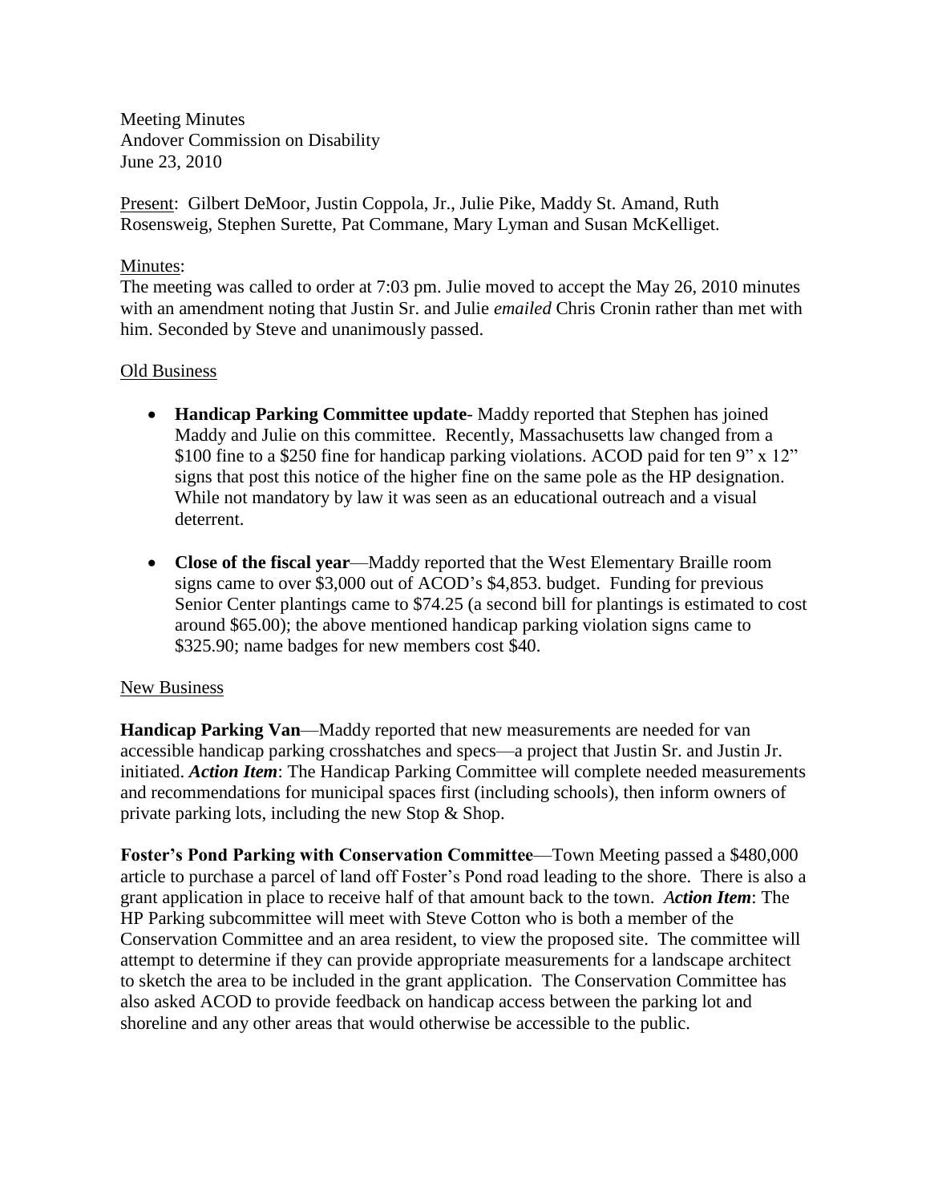Meeting Minutes
Andover Commission on Disability
June 23, 2010

Present: Gilbert DeMoor, Justin Coppola, Jr., Julie Pike, Maddy St. Amand, Ruth Rosensweig, Stephen Surette, Pat Commane, Mary Lyman and Susan McKelliget.

Minutes:
The meeting was called to order at 7:03 pm. Julie moved to accept the May 26, 2010 minutes with an amendment noting that Justin Sr. and Julie *emailed* Chris Cronin rather than met with him. Seconded by Steve and unanimously passed.

Old Business

- **Handicap Parking Committee update**- Maddy reported that Stephen has joined Maddy and Julie on this committee. Recently, Massachusetts law changed from a \$100 fine to a \$250 fine for handicap parking violations. ACOD paid for ten 9" x 12" signs that post this notice of the higher fine on the same pole as the HP designation. While not mandatory by law it was seen as an educational outreach and a visual deterrent.

- **Close of the fiscal year**—Maddy reported that the West Elementary Braille room signs came to over \$3,000 out of ACOD's \$4,853. budget. Funding for previous Senior Center plantings came to \$74.25 (a second bill for plantings is estimated to cost around \$65.00); the above mentioned handicap parking violation signs came to \$325.90; name badges for new members cost \$40.

New Business

**Handicap Parking Van**—Maddy reported that new measurements are needed for van accessible handicap parking crosshatches and specs—a project that Justin Sr. and Justin Jr. initiated. ***Action Item***: The Handicap Parking Committee will complete needed measurements and recommendations for municipal spaces first (including schools), then inform owners of private parking lots, including the new Stop & Shop.

**Foster's Pond Parking with Conservation Committee**—Town Meeting passed a \$480,000 article to purchase a parcel of land off Foster's Pond road leading to the shore. There is also a grant application in place to receive half of that amount back to the town. ***Action Item***: The HP Parking subcommittee will meet with Steve Cotton who is both a member of the Conservation Committee and an area resident, to view the proposed site. The committee will attempt to determine if they can provide appropriate measurements for a landscape architect to sketch the area to be included in the grant application. The Conservation Committee has also asked ACOD to provide feedback on handicap access between the parking lot and shoreline and any other areas that would otherwise be accessible to the public.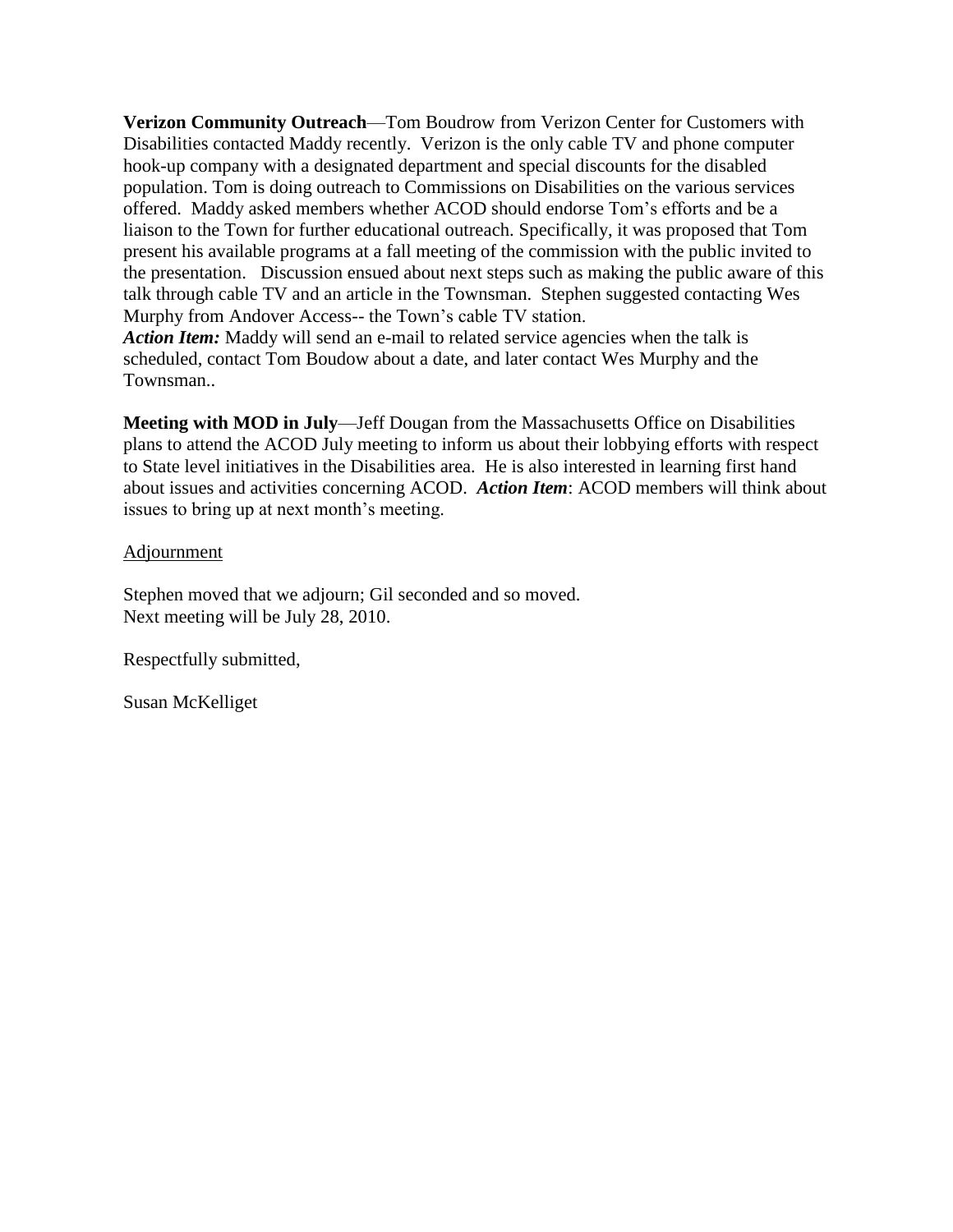**Verizon Community Outreach**—Tom Boudrow from Verizon Center for Customers with Disabilities contacted Maddy recently. Verizon is the only cable TV and phone computer hook-up company with a designated department and special discounts for the disabled population. Tom is doing outreach to Commissions on Disabilities on the various services offered. Maddy asked members whether ACOD should endorse Tom's efforts and be a liaison to the Town for further educational outreach. Specifically, it was proposed that Tom present his available programs at a fall meeting of the commission with the public invited to the presentation. Discussion ensued about next steps such as making the public aware of this talk through cable TV and an article in the Townsman. Stephen suggested contacting Wes Murphy from Andover Access-- the Town's cable TV station.
***Action Item:*** Maddy will send an e-mail to related service agencies when the talk is scheduled, contact Tom Boudow about a date, and later contact Wes Murphy and the Townsman..

**Meeting with MOD in July**—Jeff Dougan from the Massachusetts Office on Disabilities plans to attend the ACOD July meeting to inform us about their lobbying efforts with respect to State level initiatives in the Disabilities area. He is also interested in learning first hand about issues and activities concerning ACOD. ***Action Item***: ACOD members will think about issues to bring up at next month's meeting.

<u>Adjournment</u>

Stephen moved that we adjourn; Gil seconded and so moved.
Next meeting will be July 28, 2010.

Respectfully submitted,

Susan McKelliget